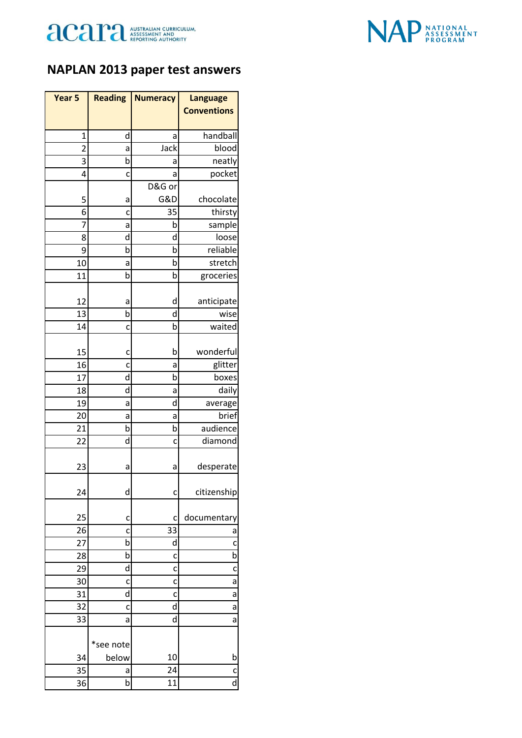acara AUSTRALIAN CURRICULUM, ASSESSMENT AND REPORTING AUTHORITY

NAP NATIONAL ASSESSMENT PROGRAM

# NAPLAN 2013 paper test answers

| Year 5 | Reading | Numeracy | Language Conventions |
|---|---|---|---|
| 1 | d | a | handball |
| 2 | a | Jack | blood |
| 3 | b | a | neatly |
| 4 | c | a | pocket |
| 5 | a | D&G or G&D | chocolate |
| 6 | c | 35 | thirsty |
| 7 | a | b | sample |
| 8 | d | d | loose |
| 9 | b | b | reliable |
| 10 | a | b | stretch |
| 11 | b | b | groceries |
| 12 | a | d | anticipate |
| 13 | b | d | wise |
| 14 | c | b | waited |
| 15 | c | b | wonderful |
| 16 | c | a | glitter |
| 17 | d | b | boxes |
| 18 | d | a | daily |
| 19 | a | d | average |
| 20 | a | a | brief |
| 21 | b | b | audience |
| 22 | d | c | diamond |
| 23 | a | a | desperate |
| 24 | d | c | citizenship |
| 25 | c | c | documentary |
| 26 | c | 33 | a |
| 27 | b | d | c |
| 28 | b | c | b |
| 29 | d | c | c |
| 30 | c | c | a |
| 31 | d | c | a |
| 32 | c | d | a |
| 33 | a | d | a |
| 34 | *see note below | 10 | b |
| 35 | a | 24 | c |
| 36 | b | 11 | d |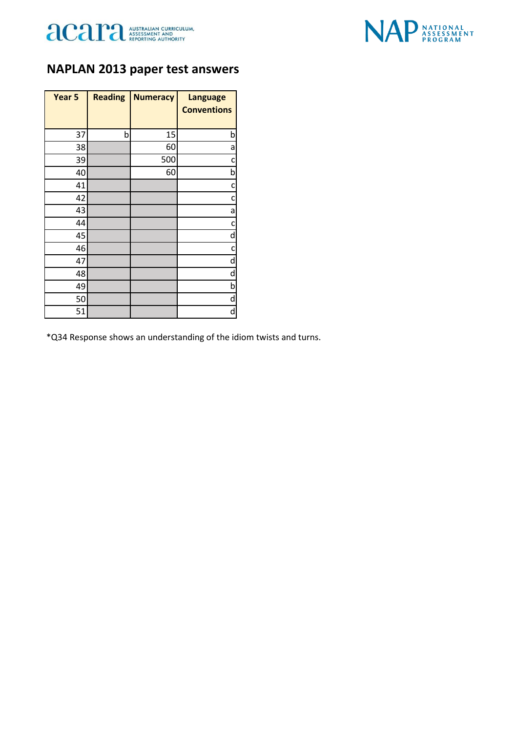## NAPLAN 2013 paper test answers

| Year 5 | Reading | Numeracy | Language Conventions |
|---|---|---|---|
| 37 | b | 15 | b |
| 38 | | 60 | a |
| 39 | | 500 | c |
| 40 | | 60 | b |
| 41 | | | c |
| 42 | | | c |
| 43 | | | a |
| 44 | | | c |
| 45 | | | d |
| 46 | | | c |
| 47 | | | d |
| 48 | | | d |
| 49 | | | b |
| 50 | | | d |
| 51 | | | d |

*Q34 Response shows an understanding of the idiom twists and turns.